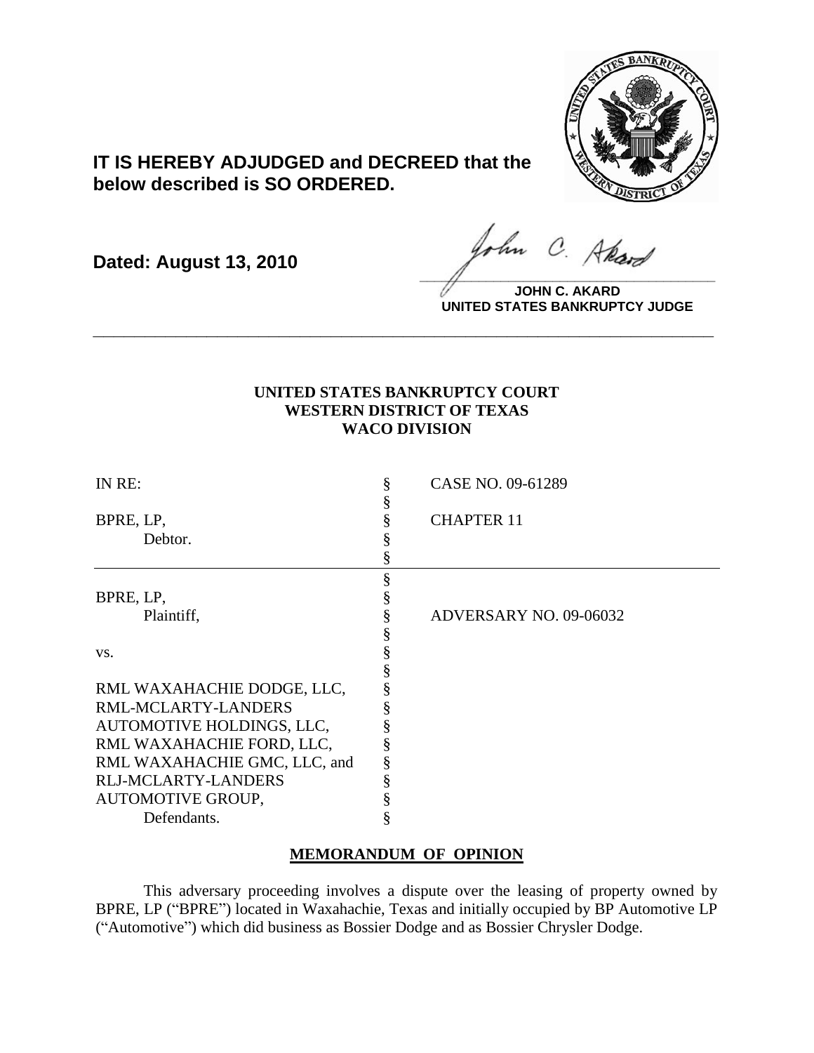**IT IS HEREBY ADJUDGED and DECREED that the below described is SO ORDERED.**

**Dated: August 13, 2010**

**JOHN C. AKARD**
**UNITED STATES BANKRUPTCY JUDGE**

---

**UNITED STATES BANKRUPTCY COURT**
**WESTERN DISTRICT OF TEXAS**
**WACO DIVISION**

| | | |
|---|---|---|
| IN RE: | § | CASE NO. 09-61289 |
| | § | |
| BPRE, LP, | § | CHAPTER 11 |
| Debtor. | § | |
| | § | |
| | § | |
| BPRE, LP, | § | |
| Plaintiff, | § | ADVERSARY NO. 09-06032 |
| | § | |
| vs. | § | |
| | § | |
| RML WAXAHACHIE DODGE, LLC, | § | |
| RML-MCLARTY-LANDERS AUTOMOTIVE HOLDINGS, LLC, | § | |
| RML WAXAHACHIE FORD, LLC, | § | |
| RML WAXAHACHIE GMC, LLC, and | § | |
| RLJ-MCLARTY-LANDERS AUTOMOTIVE GROUP, | § | |
| Defendants. | § | |

## MEMORANDUM OF OPINION

This adversary proceeding involves a dispute over the leasing of property owned by BPRE, LP ("BPRE") located in Waxahachie, Texas and initially occupied by BP Automotive LP ("Automotive") which did business as Bossier Dodge and as Bossier Chrysler Dodge.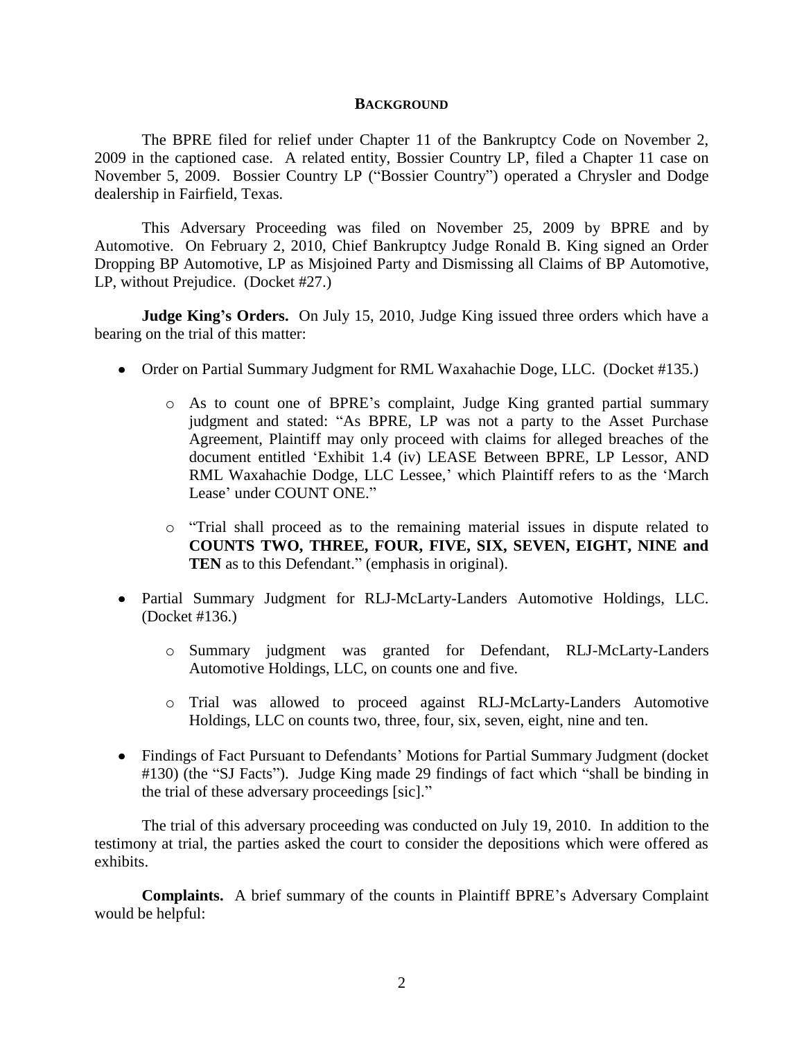## Background

The BPRE filed for relief under Chapter 11 of the Bankruptcy Code on November 2, 2009 in the captioned case. A related entity, Bossier Country LP, filed a Chapter 11 case on November 5, 2009. Bossier Country LP ("Bossier Country") operated a Chrysler and Dodge dealership in Fairfield, Texas.

This Adversary Proceeding was filed on November 25, 2009 by BPRE and by Automotive. On February 2, 2010, Chief Bankruptcy Judge Ronald B. King signed an Order Dropping BP Automotive, LP as Misjoined Party and Dismissing all Claims of BP Automotive, LP, without Prejudice. (Docket #27.)

**Judge King's Orders.** On July 15, 2010, Judge King issued three orders which have a bearing on the trial of this matter:

- Order on Partial Summary Judgment for RML Waxahachie Doge, LLC. (Docket #135.)
  - As to count one of BPRE's complaint, Judge King granted partial summary judgment and stated: "As BPRE, LP was not a party to the Asset Purchase Agreement, Plaintiff may only proceed with claims for alleged breaches of the document entitled 'Exhibit 1.4 (iv) LEASE Between BPRE, LP Lessor, AND RML Waxahachie Dodge, LLC Lessee,' which Plaintiff refers to as the 'March Lease' under COUNT ONE."
  - "Trial shall proceed as to the remaining material issues in dispute related to **COUNTS TWO, THREE, FOUR, FIVE, SIX, SEVEN, EIGHT, NINE and TEN** as to this Defendant." (emphasis in original).
- Partial Summary Judgment for RLJ-McLarty-Landers Automotive Holdings, LLC. (Docket #136.)
  - Summary judgment was granted for Defendant, RLJ-McLarty-Landers Automotive Holdings, LLC, on counts one and five.
  - Trial was allowed to proceed against RLJ-McLarty-Landers Automotive Holdings, LLC on counts two, three, four, six, seven, eight, nine and ten.
- Findings of Fact Pursuant to Defendants' Motions for Partial Summary Judgment (docket #130) (the "SJ Facts"). Judge King made 29 findings of fact which "shall be binding in the trial of these adversary proceedings [sic]."

The trial of this adversary proceeding was conducted on July 19, 2010. In addition to the testimony at trial, the parties asked the court to consider the depositions which were offered as exhibits.

**Complaints.** A brief summary of the counts in Plaintiff BPRE's Adversary Complaint would be helpful: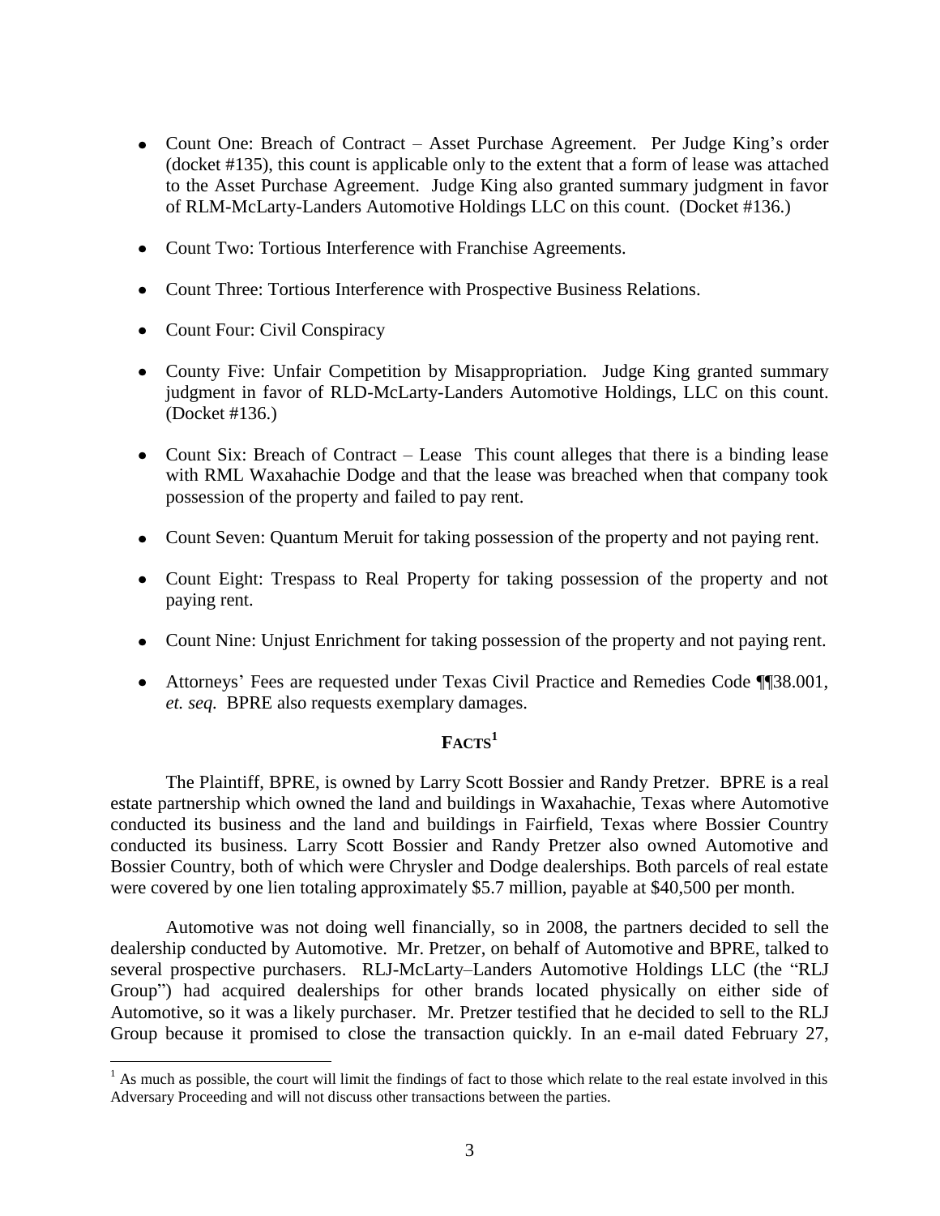- Count One: Breach of Contract – Asset Purchase Agreement. Per Judge King's order (docket #135), this count is applicable only to the extent that a form of lease was attached to the Asset Purchase Agreement. Judge King also granted summary judgment in favor of RLM-McLarty-Landers Automotive Holdings LLC on this count. (Docket #136.)
- Count Two: Tortious Interference with Franchise Agreements.
- Count Three: Tortious Interference with Prospective Business Relations.
- Count Four: Civil Conspiracy
- County Five: Unfair Competition by Misappropriation. Judge King granted summary judgment in favor of RLD-McLarty-Landers Automotive Holdings, LLC on this count. (Docket #136.)
- Count Six: Breach of Contract – Lease This count alleges that there is a binding lease with RML Waxahachie Dodge and that the lease was breached when that company took possession of the property and failed to pay rent.
- Count Seven: Quantum Meruit for taking possession of the property and not paying rent.
- Count Eight: Trespass to Real Property for taking possession of the property and not paying rent.
- Count Nine: Unjust Enrichment for taking possession of the property and not paying rent.
- Attorneys' Fees are requested under Texas Civil Practice and Remedies Code ¶¶38.001, *et. seq.* BPRE also requests exemplary damages.

## FACTS[1]

The Plaintiff, BPRE, is owned by Larry Scott Bossier and Randy Pretzer. BPRE is a real estate partnership which owned the land and buildings in Waxahachie, Texas where Automotive conducted its business and the land and buildings in Fairfield, Texas where Bossier Country conducted its business. Larry Scott Bossier and Randy Pretzer also owned Automotive and Bossier Country, both of which were Chrysler and Dodge dealerships. Both parcels of real estate were covered by one lien totaling approximately $5.7 million, payable at $40,500 per month.

Automotive was not doing well financially, so in 2008, the partners decided to sell the dealership conducted by Automotive. Mr. Pretzer, on behalf of Automotive and BPRE, talked to several prospective purchasers. RLJ-McLarty–Landers Automotive Holdings LLC (the "RLJ Group") had acquired dealerships for other brands located physically on either side of Automotive, so it was a likely purchaser. Mr. Pretzer testified that he decided to sell to the RLJ Group because it promised to close the transaction quickly. In an e-mail dated February 27,

[1] As much as possible, the court will limit the findings of fact to those which relate to the real estate involved in this Adversary Proceeding and will not discuss other transactions between the parties.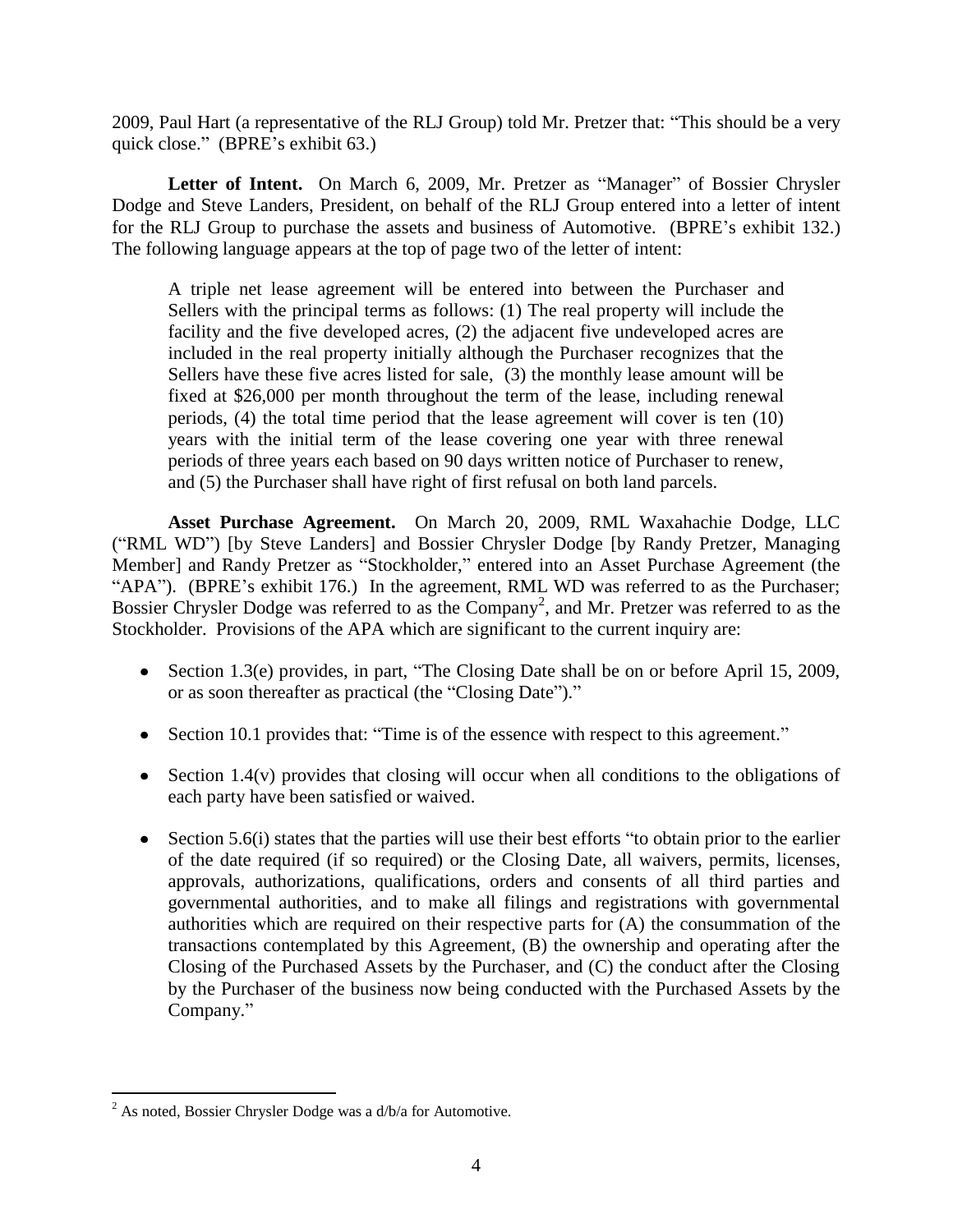2009, Paul Hart (a representative of the RLJ Group) told Mr. Pretzer that: "This should be a very quick close." (BPRE's exhibit 63.)

**Letter of Intent.** On March 6, 2009, Mr. Pretzer as "Manager" of Bossier Chrysler Dodge and Steve Landers, President, on behalf of the RLJ Group entered into a letter of intent for the RLJ Group to purchase the assets and business of Automotive. (BPRE's exhibit 132.) The following language appears at the top of page two of the letter of intent:

> A triple net lease agreement will be entered into between the Purchaser and Sellers with the principal terms as follows: (1) The real property will include the facility and the five developed acres, (2) the adjacent five undeveloped acres are included in the real property initially although the Purchaser recognizes that the Sellers have these five acres listed for sale, (3) the monthly lease amount will be fixed at $26,000 per month throughout the term of the lease, including renewal periods, (4) the total time period that the lease agreement will cover is ten (10) years with the initial term of the lease covering one year with three renewal periods of three years each based on 90 days written notice of Purchaser to renew, and (5) the Purchaser shall have right of first refusal on both land parcels.

**Asset Purchase Agreement.** On March 20, 2009, RML Waxahachie Dodge, LLC ("RML WD") [by Steve Landers] and Bossier Chrysler Dodge [by Randy Pretzer, Managing Member] and Randy Pretzer as "Stockholder," entered into an Asset Purchase Agreement (the "APA"). (BPRE's exhibit 176.) In the agreement, RML WD was referred to as the Purchaser; Bossier Chrysler Dodge was referred to as the Company[2], and Mr. Pretzer was referred to as the Stockholder. Provisions of the APA which are significant to the current inquiry are:

- Section 1.3(e) provides, in part, "The Closing Date shall be on or before April 15, 2009, or as soon thereafter as practical (the "Closing Date")."
- Section 10.1 provides that: "Time is of the essence with respect to this agreement."
- Section 1.4(v) provides that closing will occur when all conditions to the obligations of each party have been satisfied or waived.
- Section 5.6(i) states that the parties will use their best efforts "to obtain prior to the earlier of the date required (if so required) or the Closing Date, all waivers, permits, licenses, approvals, authorizations, qualifications, orders and consents of all third parties and governmental authorities, and to make all filings and registrations with governmental authorities which are required on their respective parts for (A) the consummation of the transactions contemplated by this Agreement, (B) the ownership and operating after the Closing of the Purchased Assets by the Purchaser, and (C) the conduct after the Closing by the Purchaser of the business now being conducted with the Purchased Assets by the Company."

[2] As noted, Bossier Chrysler Dodge was a d/b/a for Automotive.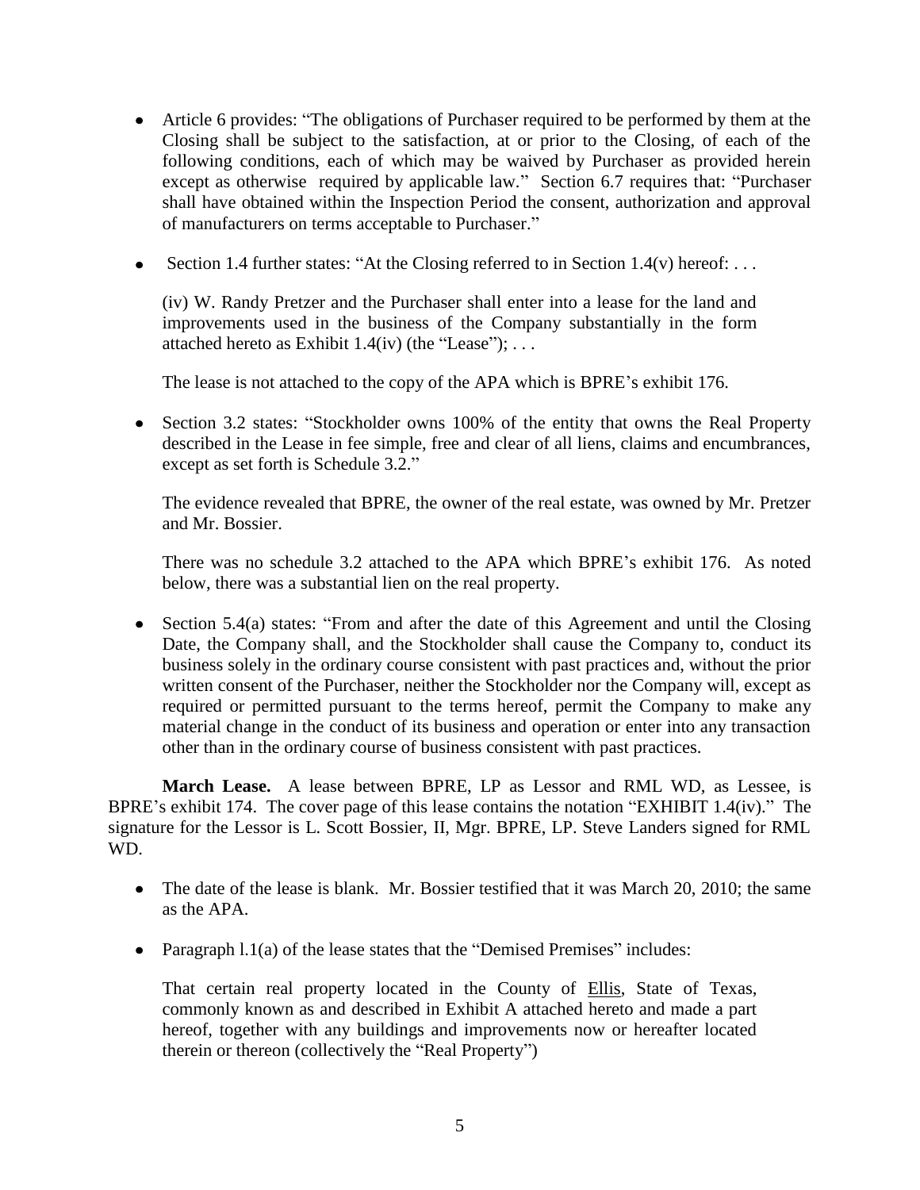- Article 6 provides: "The obligations of Purchaser required to be performed by them at the Closing shall be subject to the satisfaction, at or prior to the Closing, of each of the following conditions, each of which may be waived by Purchaser as provided herein except as otherwise required by applicable law." Section 6.7 requires that: "Purchaser shall have obtained within the Inspection Period the consent, authorization and approval of manufacturers on terms acceptable to Purchaser."

- Section 1.4 further states: "At the Closing referred to in Section 1.4(v) hereof: . . .

  (iv) W. Randy Pretzer and the Purchaser shall enter into a lease for the land and improvements used in the business of the Company substantially in the form attached hereto as Exhibit 1.4(iv) (the "Lease"); . . .

  The lease is not attached to the copy of the APA which is BPRE's exhibit 176.

- Section 3.2 states: "Stockholder owns 100% of the entity that owns the Real Property described in the Lease in fee simple, free and clear of all liens, claims and encumbrances, except as set forth is Schedule 3.2."

  The evidence revealed that BPRE, the owner of the real estate, was owned by Mr. Pretzer and Mr. Bossier.

  There was no schedule 3.2 attached to the APA which BPRE's exhibit 176. As noted below, there was a substantial lien on the real property.

- Section 5.4(a) states: "From and after the date of this Agreement and until the Closing Date, the Company shall, and the Stockholder shall cause the Company to, conduct its business solely in the ordinary course consistent with past practices and, without the prior written consent of the Purchaser, neither the Stockholder nor the Company will, except as required or permitted pursuant to the terms hereof, permit the Company to make any material change in the conduct of its business and operation or enter into any transaction other than in the ordinary course of business consistent with past practices.

**March Lease.** A lease between BPRE, LP as Lessor and RML WD, as Lessee, is BPRE's exhibit 174. The cover page of this lease contains the notation "EXHIBIT 1.4(iv)." The signature for the Lessor is L. Scott Bossier, II, Mgr. BPRE, LP. Steve Landers signed for RML WD.

- The date of the lease is blank. Mr. Bossier testified that it was March 20, 2010; the same as the APA.

- Paragraph l.1(a) of the lease states that the "Demised Premises" includes:

  That certain real property located in the County of Ellis, State of Texas, commonly known as and described in Exhibit A attached hereto and made a part hereof, together with any buildings and improvements now or hereafter located therein or thereon (collectively the "Real Property")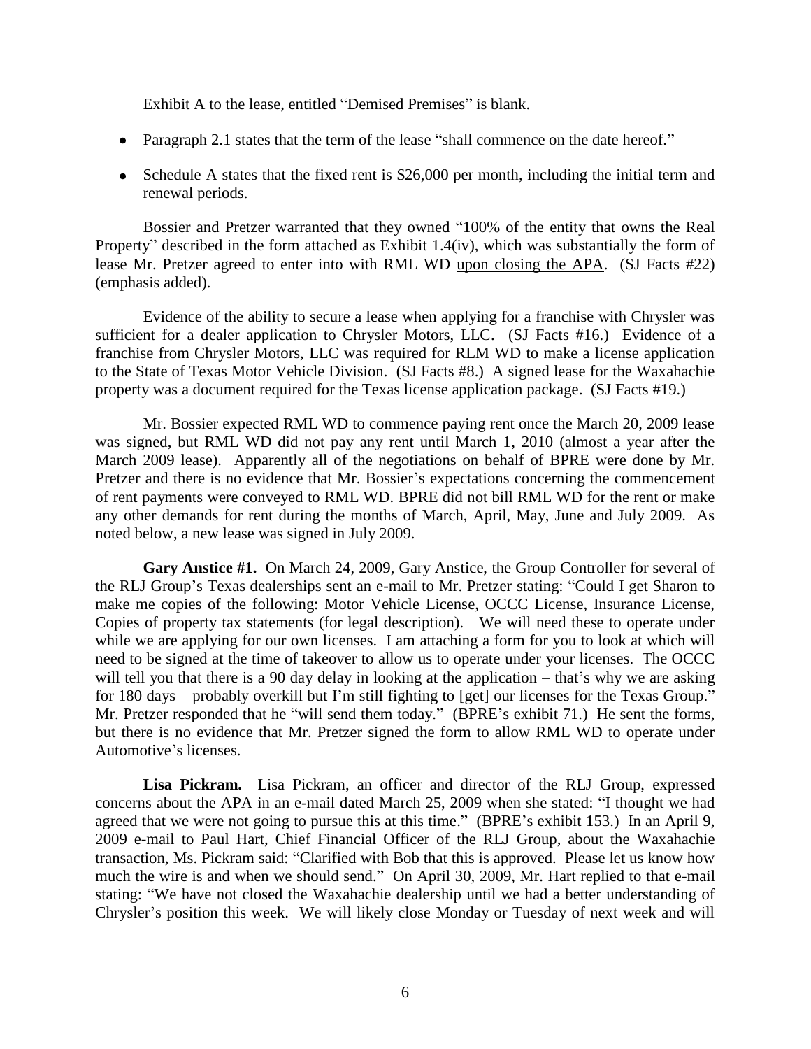Exhibit A to the lease, entitled "Demised Premises" is blank.

- Paragraph 2.1 states that the term of the lease "shall commence on the date hereof."
- Schedule A states that the fixed rent is $26,000 per month, including the initial term and renewal periods.

Bossier and Pretzer warranted that they owned "100% of the entity that owns the Real Property" described in the form attached as Exhibit 1.4(iv), which was substantially the form of lease Mr. Pretzer agreed to enter into with RML WD <u>upon closing the APA</u>. (SJ Facts #22) (emphasis added).

Evidence of the ability to secure a lease when applying for a franchise with Chrysler was sufficient for a dealer application to Chrysler Motors, LLC. (SJ Facts #16.) Evidence of a franchise from Chrysler Motors, LLC was required for RLM WD to make a license application to the State of Texas Motor Vehicle Division. (SJ Facts #8.) A signed lease for the Waxahachie property was a document required for the Texas license application package. (SJ Facts #19.)

Mr. Bossier expected RML WD to commence paying rent once the March 20, 2009 lease was signed, but RML WD did not pay any rent until March 1, 2010 (almost a year after the March 2009 lease). Apparently all of the negotiations on behalf of BPRE were done by Mr. Pretzer and there is no evidence that Mr. Bossier's expectations concerning the commencement of rent payments were conveyed to RML WD. BPRE did not bill RML WD for the rent or make any other demands for rent during the months of March, April, May, June and July 2009. As noted below, a new lease was signed in July 2009.

**Gary Anstice #1.** On March 24, 2009, Gary Anstice, the Group Controller for several of the RLJ Group's Texas dealerships sent an e-mail to Mr. Pretzer stating: "Could I get Sharon to make me copies of the following: Motor Vehicle License, OCCC License, Insurance License, Copies of property tax statements (for legal description). We will need these to operate under while we are applying for our own licenses. I am attaching a form for you to look at which will need to be signed at the time of takeover to allow us to operate under your licenses. The OCCC will tell you that there is a 90 day delay in looking at the application – that's why we are asking for 180 days – probably overkill but I'm still fighting to [get] our licenses for the Texas Group." Mr. Pretzer responded that he "will send them today." (BPRE's exhibit 71.) He sent the forms, but there is no evidence that Mr. Pretzer signed the form to allow RML WD to operate under Automotive's licenses.

**Lisa Pickram.** Lisa Pickram, an officer and director of the RLJ Group, expressed concerns about the APA in an e-mail dated March 25, 2009 when she stated: "I thought we had agreed that we were not going to pursue this at this time." (BPRE's exhibit 153.) In an April 9, 2009 e-mail to Paul Hart, Chief Financial Officer of the RLJ Group, about the Waxahachie transaction, Ms. Pickram said: "Clarified with Bob that this is approved. Please let us know how much the wire is and when we should send." On April 30, 2009, Mr. Hart replied to that e-mail stating: "We have not closed the Waxahachie dealership until we had a better understanding of Chrysler's position this week. We will likely close Monday or Tuesday of next week and will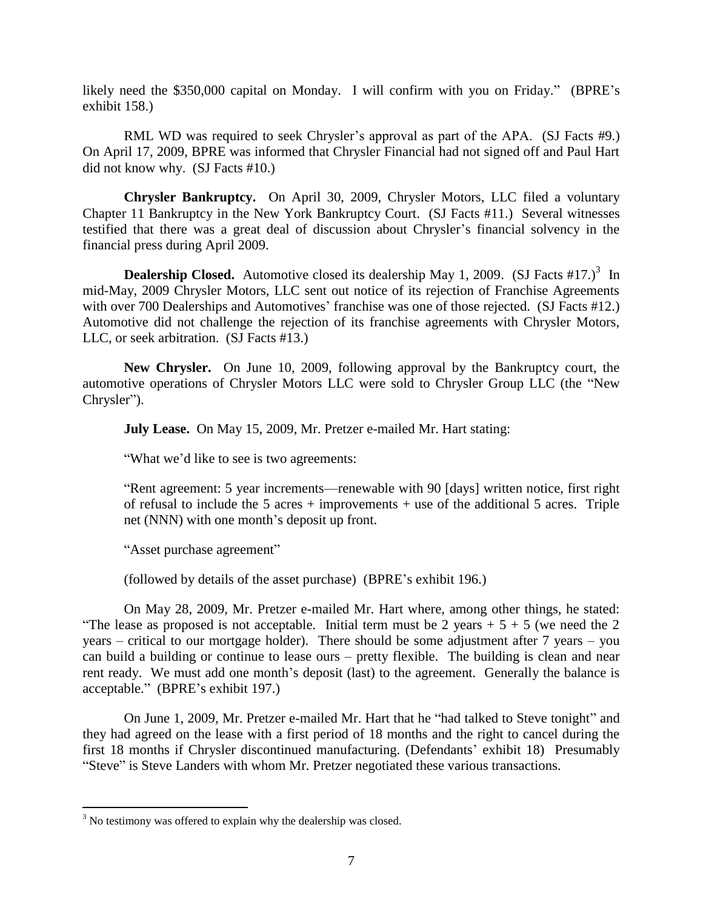likely need the $350,000 capital on Monday. I will confirm with you on Friday." (BPRE's exhibit 158.)

RML WD was required to seek Chrysler's approval as part of the APA. (SJ Facts #9.) On April 17, 2009, BPRE was informed that Chrysler Financial had not signed off and Paul Hart did not know why. (SJ Facts #10.)

**Chrysler Bankruptcy.** On April 30, 2009, Chrysler Motors, LLC filed a voluntary Chapter 11 Bankruptcy in the New York Bankruptcy Court. (SJ Facts #11.) Several witnesses testified that there was a great deal of discussion about Chrysler's financial solvency in the financial press during April 2009.

**Dealership Closed.** Automotive closed its dealership May 1, 2009. (SJ Facts #17.)[3] In mid-May, 2009 Chrysler Motors, LLC sent out notice of its rejection of Franchise Agreements with over 700 Dealerships and Automotives' franchise was one of those rejected. (SJ Facts #12.) Automotive did not challenge the rejection of its franchise agreements with Chrysler Motors, LLC, or seek arbitration. (SJ Facts #13.)

**New Chrysler.** On June 10, 2009, following approval by the Bankruptcy court, the automotive operations of Chrysler Motors LLC were sold to Chrysler Group LLC (the "New Chrysler").

**July Lease.** On May 15, 2009, Mr. Pretzer e-mailed Mr. Hart stating:

"What we'd like to see is two agreements:

"Rent agreement: 5 year increments—renewable with 90 [days] written notice, first right of refusal to include the 5 acres + improvements + use of the additional 5 acres. Triple net (NNN) with one month's deposit up front.

"Asset purchase agreement"

(followed by details of the asset purchase) (BPRE's exhibit 196.)

On May 28, 2009, Mr. Pretzer e-mailed Mr. Hart where, among other things, he stated: "The lease as proposed is not acceptable. Initial term must be 2 years + 5 + 5 (we need the 2 years – critical to our mortgage holder). There should be some adjustment after 7 years – you can build a building or continue to lease ours – pretty flexible. The building is clean and near rent ready. We must add one month's deposit (last) to the agreement. Generally the balance is acceptable." (BPRE's exhibit 197.)

On June 1, 2009, Mr. Pretzer e-mailed Mr. Hart that he "had talked to Steve tonight" and they had agreed on the lease with a first period of 18 months and the right to cancel during the first 18 months if Chrysler discontinued manufacturing. (Defendants' exhibit 18) Presumably "Steve" is Steve Landers with whom Mr. Pretzer negotiated these various transactions.

---

[3] No testimony was offered to explain why the dealership was closed.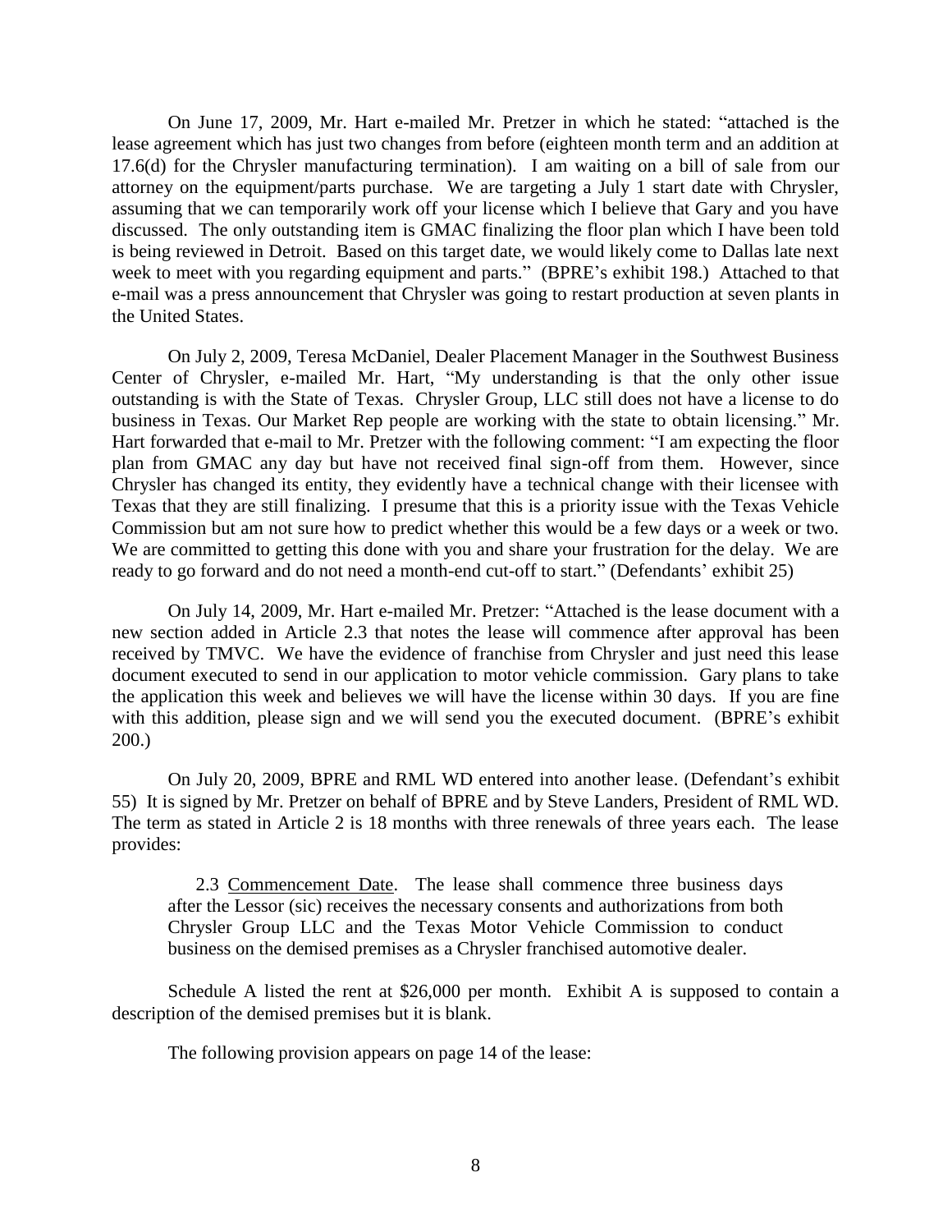On June 17, 2009, Mr. Hart e-mailed Mr. Pretzer in which he stated: "attached is the lease agreement which has just two changes from before (eighteen month term and an addition at 17.6(d) for the Chrysler manufacturing termination). I am waiting on a bill of sale from our attorney on the equipment/parts purchase. We are targeting a July 1 start date with Chrysler, assuming that we can temporarily work off your license which I believe that Gary and you have discussed. The only outstanding item is GMAC finalizing the floor plan which I have been told is being reviewed in Detroit. Based on this target date, we would likely come to Dallas late next week to meet with you regarding equipment and parts." (BPRE's exhibit 198.) Attached to that e-mail was a press announcement that Chrysler was going to restart production at seven plants in the United States.

On July 2, 2009, Teresa McDaniel, Dealer Placement Manager in the Southwest Business Center of Chrysler, e-mailed Mr. Hart, "My understanding is that the only other issue outstanding is with the State of Texas. Chrysler Group, LLC still does not have a license to do business in Texas. Our Market Rep people are working with the state to obtain licensing." Mr. Hart forwarded that e-mail to Mr. Pretzer with the following comment: "I am expecting the floor plan from GMAC any day but have not received final sign-off from them. However, since Chrysler has changed its entity, they evidently have a technical change with their licensee with Texas that they are still finalizing. I presume that this is a priority issue with the Texas Vehicle Commission but am not sure how to predict whether this would be a few days or a week or two. We are committed to getting this done with you and share your frustration for the delay. We are ready to go forward and do not need a month-end cut-off to start." (Defendants' exhibit 25)

On July 14, 2009, Mr. Hart e-mailed Mr. Pretzer: "Attached is the lease document with a new section added in Article 2.3 that notes the lease will commence after approval has been received by TMVC. We have the evidence of franchise from Chrysler and just need this lease document executed to send in our application to motor vehicle commission. Gary plans to take the application this week and believes we will have the license within 30 days. If you are fine with this addition, please sign and we will send you the executed document. (BPRE's exhibit 200.)

On July 20, 2009, BPRE and RML WD entered into another lease. (Defendant's exhibit 55) It is signed by Mr. Pretzer on behalf of BPRE and by Steve Landers, President of RML WD. The term as stated in Article 2 is 18 months with three renewals of three years each. The lease provides:

> 2.3 Commencement Date. The lease shall commence three business days after the Lessor (sic) receives the necessary consents and authorizations from both Chrysler Group LLC and the Texas Motor Vehicle Commission to conduct business on the demised premises as a Chrysler franchised automotive dealer.

Schedule A listed the rent at $26,000 per month. Exhibit A is supposed to contain a description of the demised premises but it is blank.

The following provision appears on page 14 of the lease: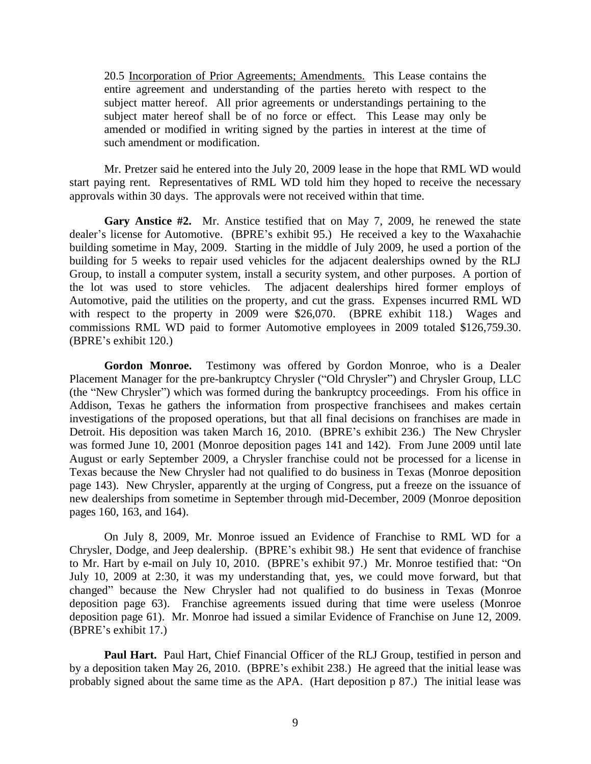> 20.5 Incorporation of Prior Agreements; Amendments. This Lease contains the entire agreement and understanding of the parties hereto with respect to the subject matter hereof. All prior agreements or understandings pertaining to the subject mater hereof shall be of no force or effect. This Lease may only be amended or modified in writing signed by the parties in interest at the time of such amendment or modification.

Mr. Pretzer said he entered into the July 20, 2009 lease in the hope that RML WD would start paying rent. Representatives of RML WD told him they hoped to receive the necessary approvals within 30 days. The approvals were not received within that time.

**Gary Anstice #2.** Mr. Anstice testified that on May 7, 2009, he renewed the state dealer's license for Automotive. (BPRE's exhibit 95.) He received a key to the Waxahachie building sometime in May, 2009. Starting in the middle of July 2009, he used a portion of the building for 5 weeks to repair used vehicles for the adjacent dealerships owned by the RLJ Group, to install a computer system, install a security system, and other purposes. A portion of the lot was used to store vehicles. The adjacent dealerships hired former employs of Automotive, paid the utilities on the property, and cut the grass. Expenses incurred RML WD with respect to the property in 2009 were $26,070. (BPRE exhibit 118.) Wages and commissions RML WD paid to former Automotive employees in 2009 totaled $126,759.30. (BPRE's exhibit 120.)

**Gordon Monroe.** Testimony was offered by Gordon Monroe, who is a Dealer Placement Manager for the pre-bankruptcy Chrysler ("Old Chrysler") and Chrysler Group, LLC (the "New Chrysler") which was formed during the bankruptcy proceedings. From his office in Addison, Texas he gathers the information from prospective franchisees and makes certain investigations of the proposed operations, but that all final decisions on franchises are made in Detroit. His deposition was taken March 16, 2010. (BPRE's exhibit 236.) The New Chrysler was formed June 10, 2001 (Monroe deposition pages 141 and 142). From June 2009 until late August or early September 2009, a Chrysler franchise could not be processed for a license in Texas because the New Chrysler had not qualified to do business in Texas (Monroe deposition page 143). New Chrysler, apparently at the urging of Congress, put a freeze on the issuance of new dealerships from sometime in September through mid-December, 2009 (Monroe deposition pages 160, 163, and 164).

On July 8, 2009, Mr. Monroe issued an Evidence of Franchise to RML WD for a Chrysler, Dodge, and Jeep dealership. (BPRE's exhibit 98.) He sent that evidence of franchise to Mr. Hart by e-mail on July 10, 2010. (BPRE's exhibit 97.) Mr. Monroe testified that: "On July 10, 2009 at 2:30, it was my understanding that, yes, we could move forward, but that changed" because the New Chrysler had not qualified to do business in Texas (Monroe deposition page 63). Franchise agreements issued during that time were useless (Monroe deposition page 61). Mr. Monroe had issued a similar Evidence of Franchise on June 12, 2009. (BPRE's exhibit 17.)

**Paul Hart.** Paul Hart, Chief Financial Officer of the RLJ Group, testified in person and by a deposition taken May 26, 2010. (BPRE's exhibit 238.) He agreed that the initial lease was probably signed about the same time as the APA. (Hart deposition p 87.) The initial lease was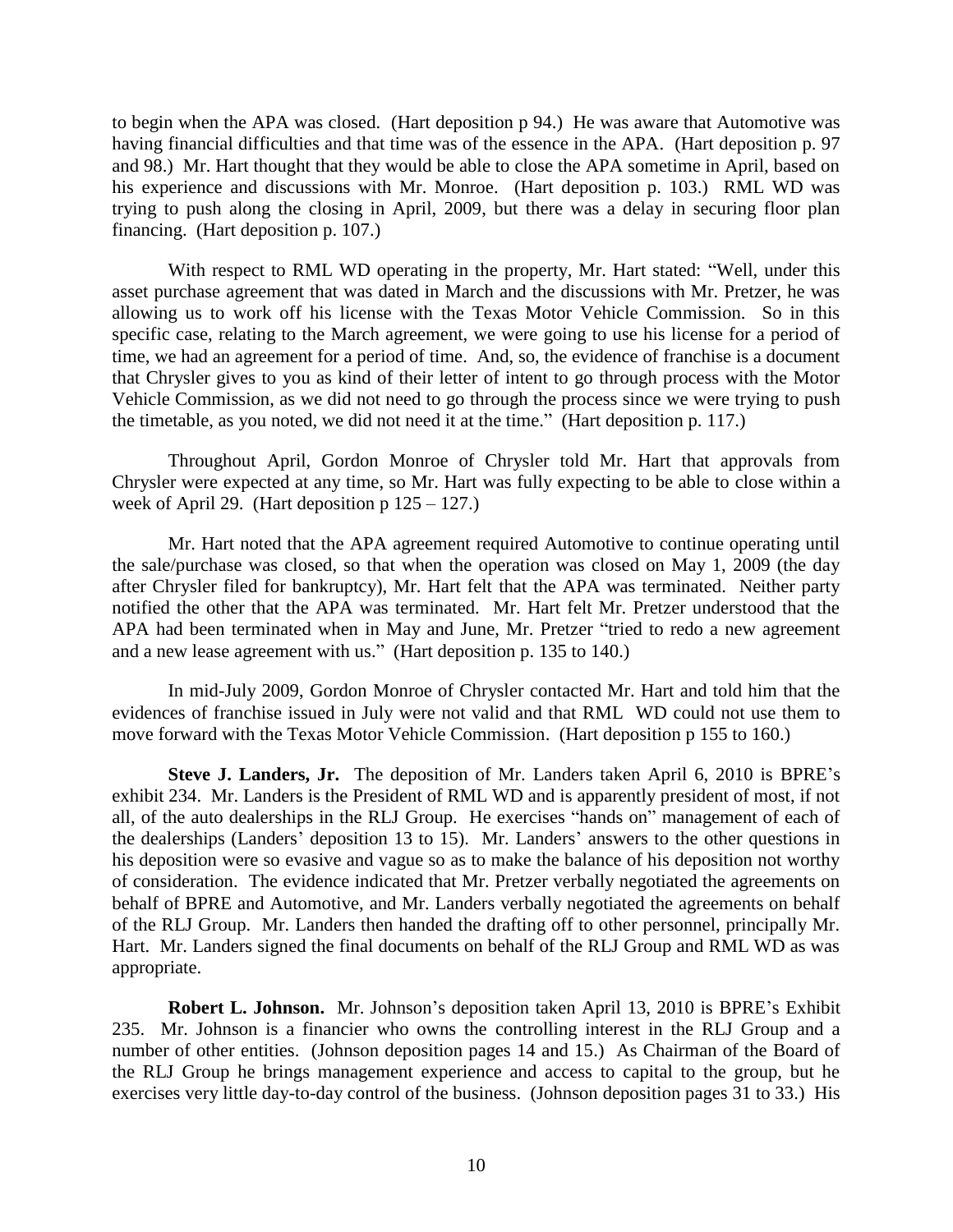to begin when the APA was closed. (Hart deposition p 94.) He was aware that Automotive was having financial difficulties and that time was of the essence in the APA. (Hart deposition p. 97 and 98.) Mr. Hart thought that they would be able to close the APA sometime in April, based on his experience and discussions with Mr. Monroe. (Hart deposition p. 103.) RML WD was trying to push along the closing in April, 2009, but there was a delay in securing floor plan financing. (Hart deposition p. 107.)

With respect to RML WD operating in the property, Mr. Hart stated: "Well, under this asset purchase agreement that was dated in March and the discussions with Mr. Pretzer, he was allowing us to work off his license with the Texas Motor Vehicle Commission. So in this specific case, relating to the March agreement, we were going to use his license for a period of time, we had an agreement for a period of time. And, so, the evidence of franchise is a document that Chrysler gives to you as kind of their letter of intent to go through process with the Motor Vehicle Commission, as we did not need to go through the process since we were trying to push the timetable, as you noted, we did not need it at the time." (Hart deposition p. 117.)

Throughout April, Gordon Monroe of Chrysler told Mr. Hart that approvals from Chrysler were expected at any time, so Mr. Hart was fully expecting to be able to close within a week of April 29. (Hart deposition p 125 – 127.)

Mr. Hart noted that the APA agreement required Automotive to continue operating until the sale/purchase was closed, so that when the operation was closed on May 1, 2009 (the day after Chrysler filed for bankruptcy), Mr. Hart felt that the APA was terminated. Neither party notified the other that the APA was terminated. Mr. Hart felt Mr. Pretzer understood that the APA had been terminated when in May and June, Mr. Pretzer "tried to redo a new agreement and a new lease agreement with us." (Hart deposition p. 135 to 140.)

In mid-July 2009, Gordon Monroe of Chrysler contacted Mr. Hart and told him that the evidences of franchise issued in July were not valid and that RML WD could not use them to move forward with the Texas Motor Vehicle Commission. (Hart deposition p 155 to 160.)

**Steve J. Landers, Jr.** The deposition of Mr. Landers taken April 6, 2010 is BPRE's exhibit 234. Mr. Landers is the President of RML WD and is apparently president of most, if not all, of the auto dealerships in the RLJ Group. He exercises "hands on" management of each of the dealerships (Landers' deposition 13 to 15). Mr. Landers' answers to the other questions in his deposition were so evasive and vague so as to make the balance of his deposition not worthy of consideration. The evidence indicated that Mr. Pretzer verbally negotiated the agreements on behalf of BPRE and Automotive, and Mr. Landers verbally negotiated the agreements on behalf of the RLJ Group. Mr. Landers then handed the drafting off to other personnel, principally Mr. Hart. Mr. Landers signed the final documents on behalf of the RLJ Group and RML WD as was appropriate.

**Robert L. Johnson.** Mr. Johnson's deposition taken April 13, 2010 is BPRE's Exhibit 235. Mr. Johnson is a financier who owns the controlling interest in the RLJ Group and a number of other entities. (Johnson deposition pages 14 and 15.) As Chairman of the Board of the RLJ Group he brings management experience and access to capital to the group, but he exercises very little day-to-day control of the business. (Johnson deposition pages 31 to 33.) His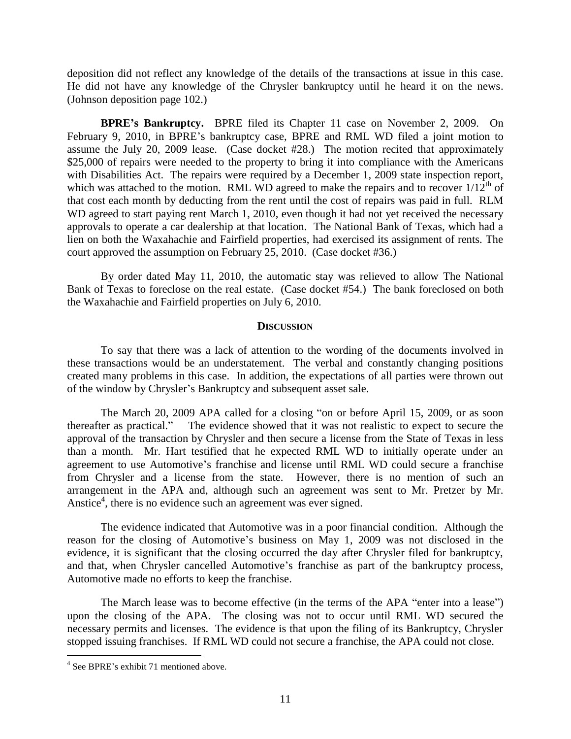deposition did not reflect any knowledge of the details of the transactions at issue in this case. He did not have any knowledge of the Chrysler bankruptcy until he heard it on the news. (Johnson deposition page 102.)

**BPRE's Bankruptcy.** BPRE filed its Chapter 11 case on November 2, 2009. On February 9, 2010, in BPRE's bankruptcy case, BPRE and RML WD filed a joint motion to assume the July 20, 2009 lease. (Case docket #28.) The motion recited that approximately $25,000 of repairs were needed to the property to bring it into compliance with the Americans with Disabilities Act. The repairs were required by a December 1, 2009 state inspection report, which was attached to the motion. RML WD agreed to make the repairs and to recover 1/12th of that cost each month by deducting from the rent until the cost of repairs was paid in full. RLM WD agreed to start paying rent March 1, 2010, even though it had not yet received the necessary approvals to operate a car dealership at that location. The National Bank of Texas, which had a lien on both the Waxahachie and Fairfield properties, had exercised its assignment of rents. The court approved the assumption on February 25, 2010. (Case docket #36.)

By order dated May 11, 2010, the automatic stay was relieved to allow The National Bank of Texas to foreclose on the real estate. (Case docket #54.) The bank foreclosed on both the Waxahachie and Fairfield properties on July 6, 2010.

## DISCUSSION

To say that there was a lack of attention to the wording of the documents involved in these transactions would be an understatement. The verbal and constantly changing positions created many problems in this case. In addition, the expectations of all parties were thrown out of the window by Chrysler's Bankruptcy and subsequent asset sale.

The March 20, 2009 APA called for a closing "on or before April 15, 2009, or as soon thereafter as practical." The evidence showed that it was not realistic to expect to secure the approval of the transaction by Chrysler and then secure a license from the State of Texas in less than a month. Mr. Hart testified that he expected RML WD to initially operate under an agreement to use Automotive's franchise and license until RML WD could secure a franchise from Chrysler and a license from the state. However, there is no mention of such an arrangement in the APA and, although such an agreement was sent to Mr. Pretzer by Mr. Anstice[4], there is no evidence such an agreement was ever signed.

The evidence indicated that Automotive was in a poor financial condition. Although the reason for the closing of Automotive's business on May 1, 2009 was not disclosed in the evidence, it is significant that the closing occurred the day after Chrysler filed for bankruptcy, and that, when Chrysler cancelled Automotive's franchise as part of the bankruptcy process, Automotive made no efforts to keep the franchise.

The March lease was to become effective (in the terms of the APA "enter into a lease") upon the closing of the APA. The closing was not to occur until RML WD secured the necessary permits and licenses. The evidence is that upon the filing of its Bankruptcy, Chrysler stopped issuing franchises. If RML WD could not secure a franchise, the APA could not close.

---

[4] See BPRE's exhibit 71 mentioned above.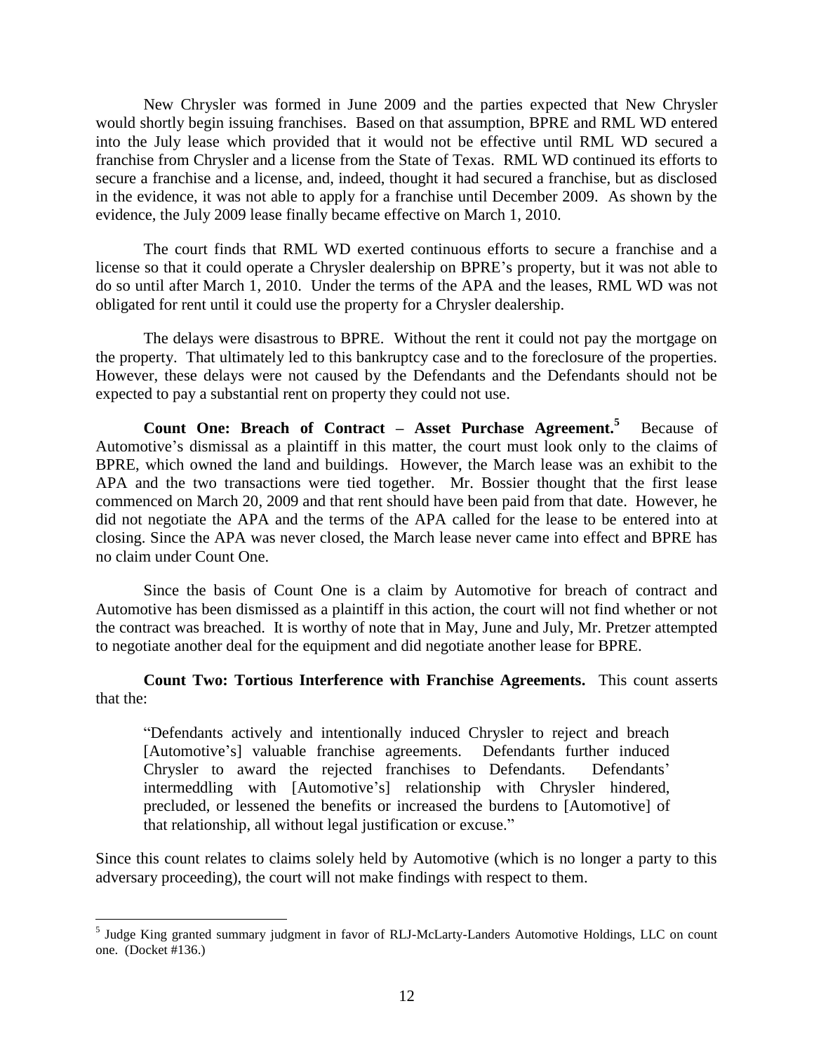New Chrysler was formed in June 2009 and the parties expected that New Chrysler would shortly begin issuing franchises. Based on that assumption, BPRE and RML WD entered into the July lease which provided that it would not be effective until RML WD secured a franchise from Chrysler and a license from the State of Texas. RML WD continued its efforts to secure a franchise and a license, and, indeed, thought it had secured a franchise, but as disclosed in the evidence, it was not able to apply for a franchise until December 2009. As shown by the evidence, the July 2009 lease finally became effective on March 1, 2010.

The court finds that RML WD exerted continuous efforts to secure a franchise and a license so that it could operate a Chrysler dealership on BPRE's property, but it was not able to do so until after March 1, 2010. Under the terms of the APA and the leases, RML WD was not obligated for rent until it could use the property for a Chrysler dealership.

The delays were disastrous to BPRE. Without the rent it could not pay the mortgage on the property. That ultimately led to this bankruptcy case and to the foreclosure of the properties. However, these delays were not caused by the Defendants and the Defendants should not be expected to pay a substantial rent on property they could not use.

**Count One: Breach of Contract – Asset Purchase Agreement.**[5] Because of Automotive's dismissal as a plaintiff in this matter, the court must look only to the claims of BPRE, which owned the land and buildings. However, the March lease was an exhibit to the APA and the two transactions were tied together. Mr. Bossier thought that the first lease commenced on March 20, 2009 and that rent should have been paid from that date. However, he did not negotiate the APA and the terms of the APA called for the lease to be entered into at closing. Since the APA was never closed, the March lease never came into effect and BPRE has no claim under Count One.

Since the basis of Count One is a claim by Automotive for breach of contract and Automotive has been dismissed as a plaintiff in this action, the court will not find whether or not the contract was breached. It is worthy of note that in May, June and July, Mr. Pretzer attempted to negotiate another deal for the equipment and did negotiate another lease for BPRE.

**Count Two: Tortious Interference with Franchise Agreements.** This count asserts that the:

> "Defendants actively and intentionally induced Chrysler to reject and breach [Automotive's] valuable franchise agreements. Defendants further induced Chrysler to award the rejected franchises to Defendants. Defendants' intermeddling with [Automotive's] relationship with Chrysler hindered, precluded, or lessened the benefits or increased the burdens to [Automotive] of that relationship, all without legal justification or excuse."

Since this count relates to claims solely held by Automotive (which is no longer a party to this adversary proceeding), the court will not make findings with respect to them.

[5] Judge King granted summary judgment in favor of RLJ-McLarty-Landers Automotive Holdings, LLC on count one. (Docket #136.)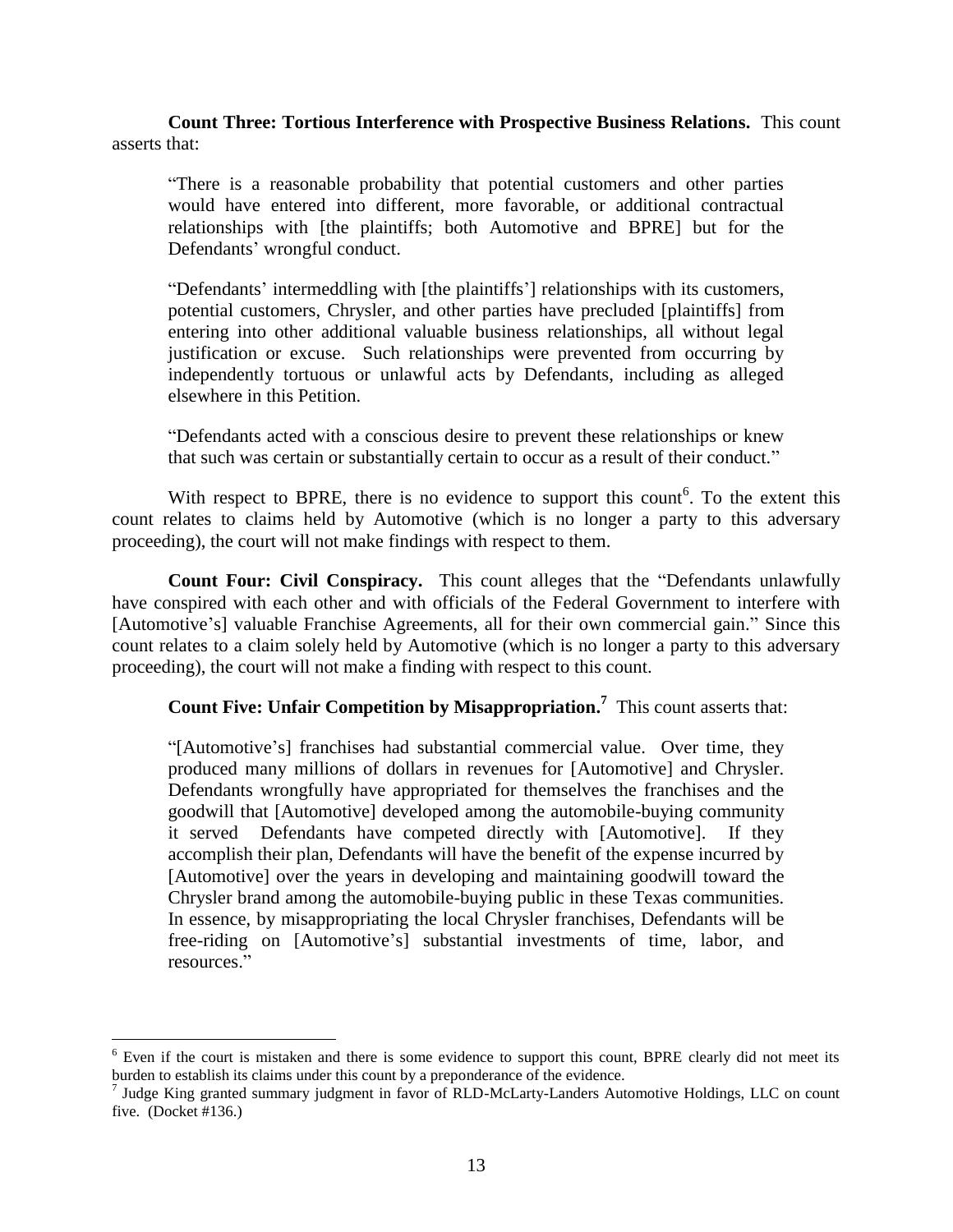**Count Three: Tortious Interference with Prospective Business Relations.** This count asserts that:

> "There is a reasonable probability that potential customers and other parties would have entered into different, more favorable, or additional contractual relationships with [the plaintiffs; both Automotive and BPRE] but for the Defendants' wrongful conduct.
>
> "Defendants' intermeddling with [the plaintiffs'] relationships with its customers, potential customers, Chrysler, and other parties have precluded [plaintiffs] from entering into other additional valuable business relationships, all without legal justification or excuse. Such relationships were prevented from occurring by independently tortuous or unlawful acts by Defendants, including as alleged elsewhere in this Petition.
>
> "Defendants acted with a conscious desire to prevent these relationships or knew that such was certain or substantially certain to occur as a result of their conduct."

With respect to BPRE, there is no evidence to support this count[6]. To the extent this count relates to claims held by Automotive (which is no longer a party to this adversary proceeding), the court will not make findings with respect to them.

**Count Four: Civil Conspiracy.** This count alleges that the "Defendants unlawfully have conspired with each other and with officials of the Federal Government to interfere with [Automotive's] valuable Franchise Agreements, all for their own commercial gain." Since this count relates to a claim solely held by Automotive (which is no longer a party to this adversary proceeding), the court will not make a finding with respect to this count.

**Count Five: Unfair Competition by Misappropriation.[7]** This count asserts that:

> "[Automotive's] franchises had substantial commercial value. Over time, they produced many millions of dollars in revenues for [Automotive] and Chrysler. Defendants wrongfully have appropriated for themselves the franchises and the goodwill that [Automotive] developed among the automobile-buying community it served Defendants have competed directly with [Automotive]. If they accomplish their plan, Defendants will have the benefit of the expense incurred by [Automotive] over the years in developing and maintaining goodwill toward the Chrysler brand among the automobile-buying public in these Texas communities. In essence, by misappropriating the local Chrysler franchises, Defendants will be free-riding on [Automotive's] substantial investments of time, labor, and resources."

---

[6] Even if the court is mistaken and there is some evidence to support this count, BPRE clearly did not meet its burden to establish its claims under this count by a preponderance of the evidence.

[7] Judge King granted summary judgment in favor of RLD-McLarty-Landers Automotive Holdings, LLC on count five. (Docket #136.)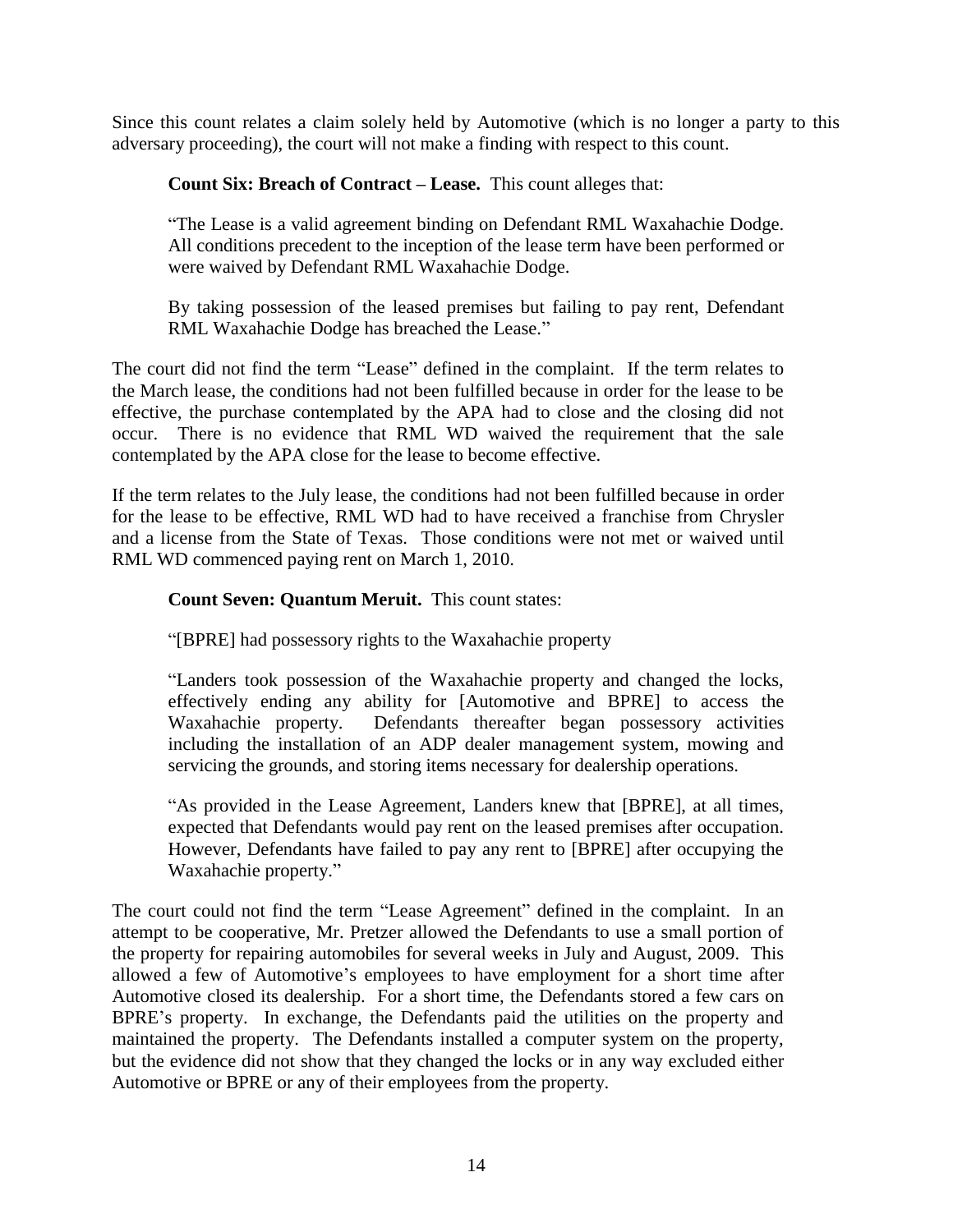Since this count relates a claim solely held by Automotive (which is no longer a party to this adversary proceeding), the court will not make a finding with respect to this count.

**Count Six: Breach of Contract – Lease.** This count alleges that:

> "The Lease is a valid agreement binding on Defendant RML Waxahachie Dodge. All conditions precedent to the inception of the lease term have been performed or were waived by Defendant RML Waxahachie Dodge.
>
> By taking possession of the leased premises but failing to pay rent, Defendant RML Waxahachie Dodge has breached the Lease."

The court did not find the term "Lease" defined in the complaint. If the term relates to the March lease, the conditions had not been fulfilled because in order for the lease to be effective, the purchase contemplated by the APA had to close and the closing did not occur. There is no evidence that RML WD waived the requirement that the sale contemplated by the APA close for the lease to become effective.

If the term relates to the July lease, the conditions had not been fulfilled because in order for the lease to be effective, RML WD had to have received a franchise from Chrysler and a license from the State of Texas. Those conditions were not met or waived until RML WD commenced paying rent on March 1, 2010.

**Count Seven: Quantum Meruit.** This count states:

> "[BPRE] had possessory rights to the Waxahachie property
>
> "Landers took possession of the Waxahachie property and changed the locks, effectively ending any ability for [Automotive and BPRE] to access the Waxahachie property. Defendants thereafter began possessory activities including the installation of an ADP dealer management system, mowing and servicing the grounds, and storing items necessary for dealership operations.
>
> "As provided in the Lease Agreement, Landers knew that [BPRE], at all times, expected that Defendants would pay rent on the leased premises after occupation. However, Defendants have failed to pay any rent to [BPRE] after occupying the Waxahachie property."

The court could not find the term "Lease Agreement" defined in the complaint. In an attempt to be cooperative, Mr. Pretzer allowed the Defendants to use a small portion of the property for repairing automobiles for several weeks in July and August, 2009. This allowed a few of Automotive's employees to have employment for a short time after Automotive closed its dealership. For a short time, the Defendants stored a few cars on BPRE's property. In exchange, the Defendants paid the utilities on the property and maintained the property. The Defendants installed a computer system on the property, but the evidence did not show that they changed the locks or in any way excluded either Automotive or BPRE or any of their employees from the property.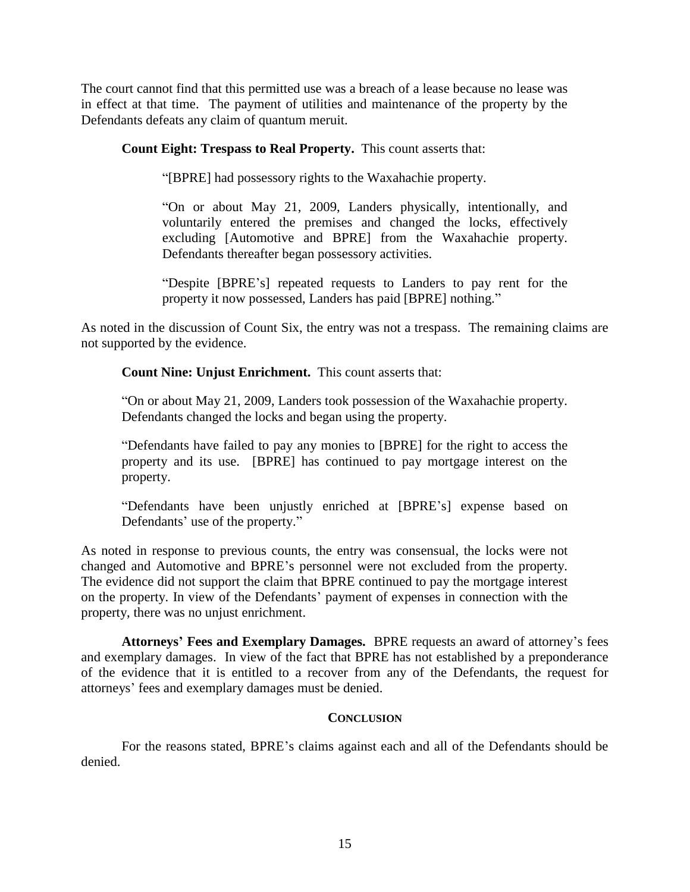The court cannot find that this permitted use was a breach of a lease because no lease was in effect at that time. The payment of utilities and maintenance of the property by the Defendants defeats any claim of quantum meruit.

**Count Eight: Trespass to Real Property.** This count asserts that:

> "[BPRE] had possessory rights to the Waxahachie property.
>
> "On or about May 21, 2009, Landers physically, intentionally, and voluntarily entered the premises and changed the locks, effectively excluding [Automotive and BPRE] from the Waxahachie property. Defendants thereafter began possessory activities.
>
> "Despite [BPRE's] repeated requests to Landers to pay rent for the property it now possessed, Landers has paid [BPRE] nothing."

As noted in the discussion of Count Six, the entry was not a trespass. The remaining claims are not supported by the evidence.

**Count Nine: Unjust Enrichment.** This count asserts that:

> "On or about May 21, 2009, Landers took possession of the Waxahachie property. Defendants changed the locks and began using the property.
>
> "Defendants have failed to pay any monies to [BPRE] for the right to access the property and its use. [BPRE] has continued to pay mortgage interest on the property.
>
> "Defendants have been unjustly enriched at [BPRE's] expense based on Defendants' use of the property."

As noted in response to previous counts, the entry was consensual, the locks were not changed and Automotive and BPRE's personnel were not excluded from the property. The evidence did not support the claim that BPRE continued to pay the mortgage interest on the property. In view of the Defendants' payment of expenses in connection with the property, there was no unjust enrichment.

**Attorneys' Fees and Exemplary Damages.** BPRE requests an award of attorney's fees and exemplary damages. In view of the fact that BPRE has not established by a preponderance of the evidence that it is entitled to a recover from any of the Defendants, the request for attorneys' fees and exemplary damages must be denied.

## CONCLUSION

For the reasons stated, BPRE's claims against each and all of the Defendants should be denied.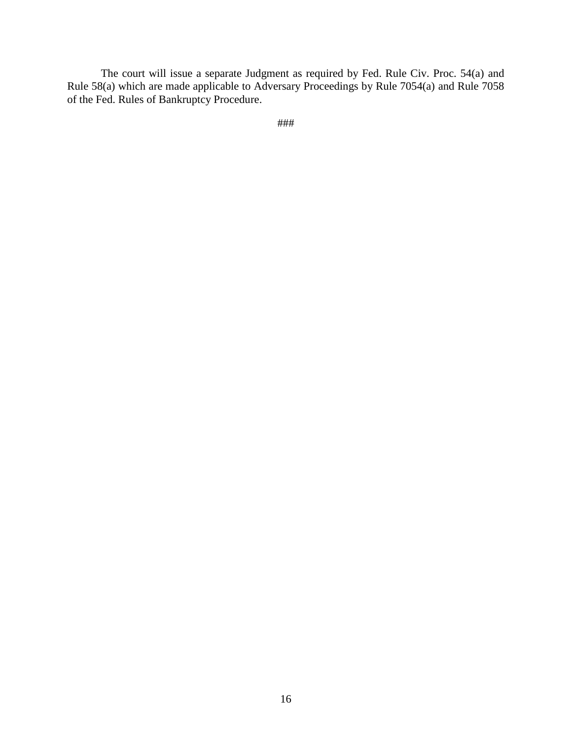The court will issue a separate Judgment as required by Fed. Rule Civ. Proc. 54(a) and Rule 58(a) which are made applicable to Adversary Proceedings by Rule 7054(a) and Rule 7058 of the Fed. Rules of Bankruptcy Procedure.

###